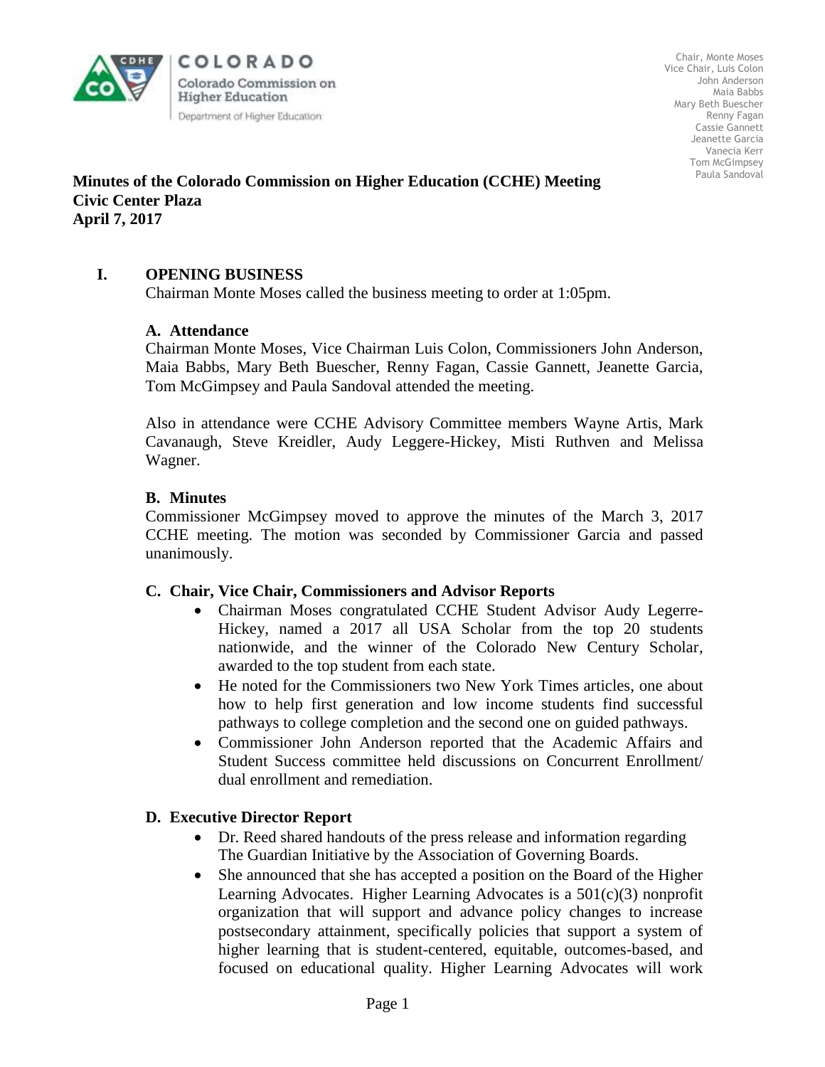COLORADO
Colorado Commission on Higher Education
Department of Higher Education

Chair, Monte Moses
Vice Chair, Luis Colon
John Anderson
Maia Babbs
Mary Beth Buescher
Renny Fagan
Cassie Gannett
Jeanette Garcia
Vanecia Kerr
Tom McGimpsey
Paula Sandoval

**Minutes of the Colorado Commission on Higher Education (CCHE) Meeting**
**Civic Center Plaza**
**April 7, 2017**

## I. OPENING BUSINESS

Chairman Monte Moses called the business meeting to order at 1:05pm.

### A. Attendance

Chairman Monte Moses, Vice Chairman Luis Colon, Commissioners John Anderson, Maia Babbs, Mary Beth Buescher, Renny Fagan, Cassie Gannett, Jeanette Garcia, Tom McGimpsey and Paula Sandoval attended the meeting.

Also in attendance were CCHE Advisory Committee members Wayne Artis, Mark Cavanaugh, Steve Kreidler, Audy Leggere-Hickey, Misti Ruthven and Melissa Wagner.

### B. Minutes

Commissioner McGimpsey moved to approve the minutes of the March 3, 2017 CCHE meeting. The motion was seconded by Commissioner Garcia and passed unanimously.

### C. Chair, Vice Chair, Commissioners and Advisor Reports

- Chairman Moses congratulated CCHE Student Advisor Audy Legerre-Hickey, named a 2017 all USA Scholar from the top 20 students nationwide, and the winner of the Colorado New Century Scholar, awarded to the top student from each state.
- He noted for the Commissioners two New York Times articles, one about how to help first generation and low income students find successful pathways to college completion and the second one on guided pathways.
- Commissioner John Anderson reported that the Academic Affairs and Student Success committee held discussions on Concurrent Enrollment/ dual enrollment and remediation.

### D. Executive Director Report

- Dr. Reed shared handouts of the press release and information regarding The Guardian Initiative by the Association of Governing Boards.
- She announced that she has accepted a position on the Board of the Higher Learning Advocates. Higher Learning Advocates is a 501(c)(3) nonprofit organization that will support and advance policy changes to increase postsecondary attainment, specifically policies that support a system of higher learning that is student-centered, equitable, outcomes-based, and focused on educational quality. Higher Learning Advocates will work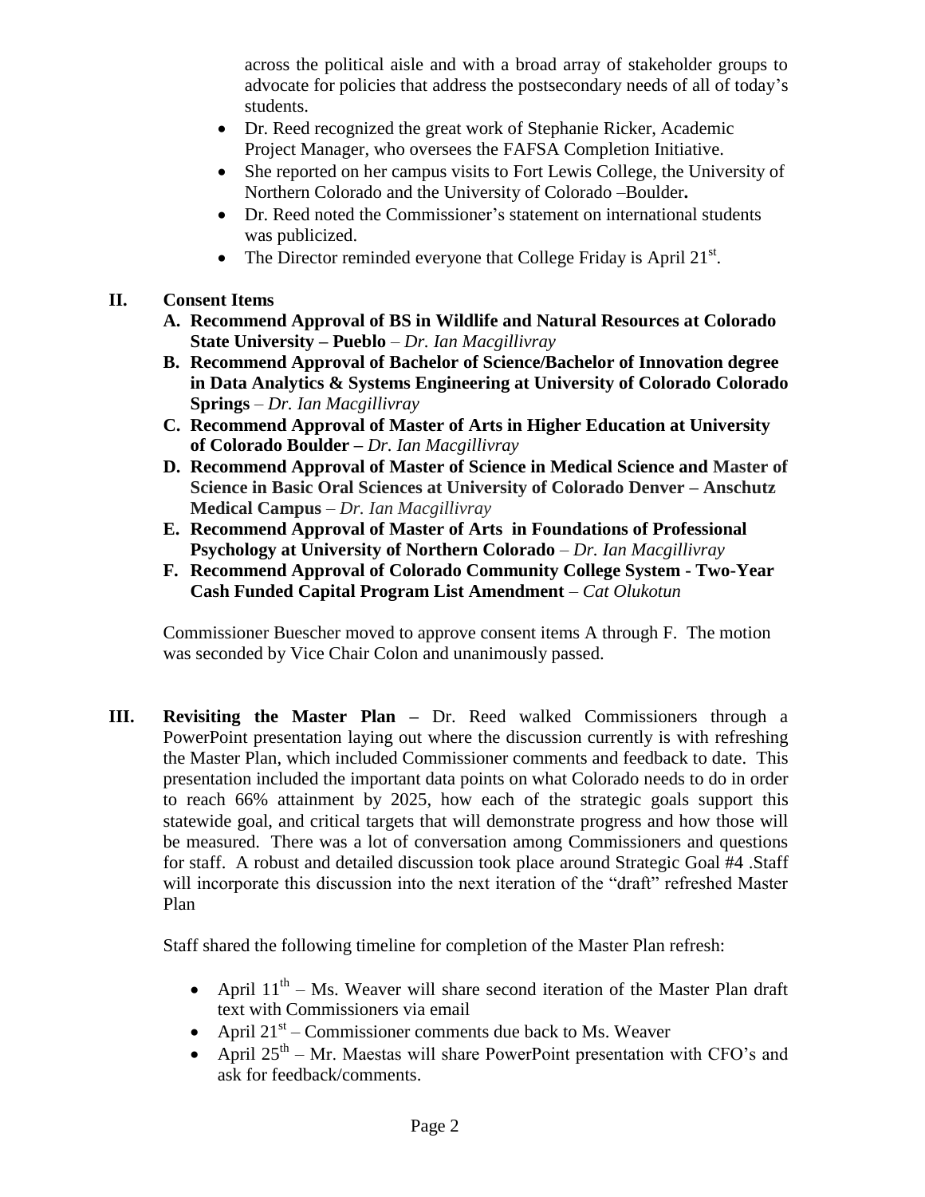across the political aisle and with a broad array of stakeholder groups to advocate for policies that address the postsecondary needs of all of today's students.

- Dr. Reed recognized the great work of Stephanie Ricker, Academic Project Manager, who oversees the FAFSA Completion Initiative.
- She reported on her campus visits to Fort Lewis College, the University of Northern Colorado and the University of Colorado –Boulder**.**
- Dr. Reed noted the Commissioner's statement on international students was publicized.
- The Director reminded everyone that College Friday is April 21st.

## II. Consent Items

**A. Recommend Approval of BS in Wildlife and Natural Resources at Colorado State University – Pueblo** – *Dr. Ian Macgillivray*

**B. Recommend Approval of Bachelor of Science/Bachelor of Innovation degree in Data Analytics & Systems Engineering at University of Colorado Colorado Springs** – *Dr. Ian Macgillivray*

**C. Recommend Approval of Master of Arts in Higher Education at University of Colorado Boulder –** *Dr. Ian Macgillivray*

**D. Recommend Approval of Master of Science in Medical Science and Master of Science in Basic Oral Sciences at University of Colorado Denver – Anschutz Medical Campus** – *Dr. Ian Macgillivray*

**E. Recommend Approval of Master of Arts in Foundations of Professional Psychology at University of Northern Colorado** – *Dr. Ian Macgillivray*

**F. Recommend Approval of Colorado Community College System - Two-Year Cash Funded Capital Program List Amendment** – *Cat Olukotun*

Commissioner Buescher moved to approve consent items A through F. The motion was seconded by Vice Chair Colon and unanimously passed.

## III. Revisiting the Master Plan –

Dr. Reed walked Commissioners through a PowerPoint presentation laying out where the discussion currently is with refreshing the Master Plan, which included Commissioner comments and feedback to date. This presentation included the important data points on what Colorado needs to do in order to reach 66% attainment by 2025, how each of the strategic goals support this statewide goal, and critical targets that will demonstrate progress and how those will be measured. There was a lot of conversation among Commissioners and questions for staff. A robust and detailed discussion took place around Strategic Goal #4 .Staff will incorporate this discussion into the next iteration of the "draft" refreshed Master Plan

Staff shared the following timeline for completion of the Master Plan refresh:

- April 11th – Ms. Weaver will share second iteration of the Master Plan draft text with Commissioners via email
- April 21st – Commissioner comments due back to Ms. Weaver
- April 25th – Mr. Maestas will share PowerPoint presentation with CFO's and ask for feedback/comments.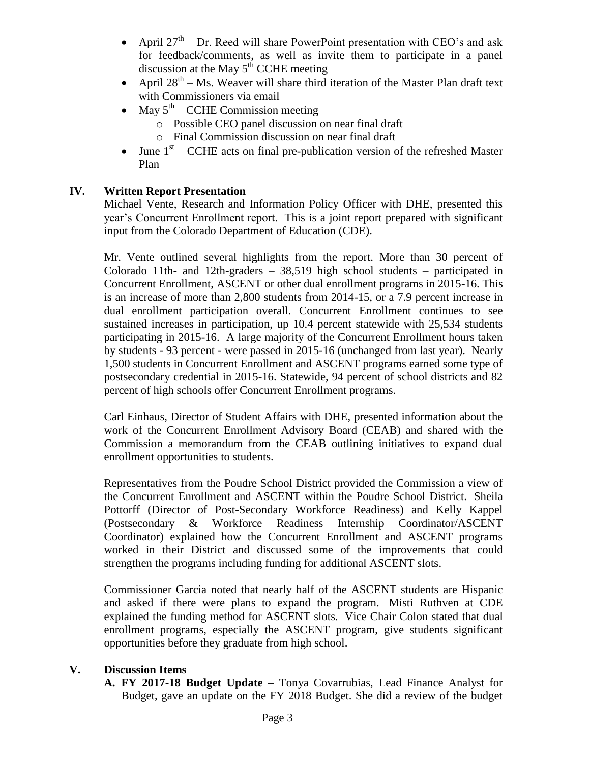- April 27th – Dr. Reed will share PowerPoint presentation with CEO's and ask for feedback/comments, as well as invite them to participate in a panel discussion at the May 5th CCHE meeting
- April 28th – Ms. Weaver will share third iteration of the Master Plan draft text with Commissioners via email
- May 5th – CCHE Commission meeting
  - Possible CEO panel discussion on near final draft
  - Final Commission discussion on near final draft
- June 1st – CCHE acts on final pre-publication version of the refreshed Master Plan

## IV. Written Report Presentation

Michael Vente, Research and Information Policy Officer with DHE, presented this year's Concurrent Enrollment report. This is a joint report prepared with significant input from the Colorado Department of Education (CDE).

Mr. Vente outlined several highlights from the report. More than 30 percent of Colorado 11th- and 12th-graders – 38,519 high school students – participated in Concurrent Enrollment, ASCENT or other dual enrollment programs in 2015-16. This is an increase of more than 2,800 students from 2014-15, or a 7.9 percent increase in dual enrollment participation overall. Concurrent Enrollment continues to see sustained increases in participation, up 10.4 percent statewide with 25,534 students participating in 2015-16. A large majority of the Concurrent Enrollment hours taken by students - 93 percent - were passed in 2015-16 (unchanged from last year). Nearly 1,500 students in Concurrent Enrollment and ASCENT programs earned some type of postsecondary credential in 2015-16. Statewide, 94 percent of school districts and 82 percent of high schools offer Concurrent Enrollment programs.

Carl Einhaus, Director of Student Affairs with DHE, presented information about the work of the Concurrent Enrollment Advisory Board (CEAB) and shared with the Commission a memorandum from the CEAB outlining initiatives to expand dual enrollment opportunities to students.

Representatives from the Poudre School District provided the Commission a view of the Concurrent Enrollment and ASCENT within the Poudre School District. Sheila Pottorff (Director of Post-Secondary Workforce Readiness) and Kelly Kappel (Postsecondary & Workforce Readiness Internship Coordinator/ASCENT Coordinator) explained how the Concurrent Enrollment and ASCENT programs worked in their District and discussed some of the improvements that could strengthen the programs including funding for additional ASCENT slots.

Commissioner Garcia noted that nearly half of the ASCENT students are Hispanic and asked if there were plans to expand the program. Misti Ruthven at CDE explained the funding method for ASCENT slots. Vice Chair Colon stated that dual enrollment programs, especially the ASCENT program, give students significant opportunities before they graduate from high school.

## V. Discussion Items

**A. FY 2017-18 Budget Update –** Tonya Covarrubias, Lead Finance Analyst for Budget, gave an update on the FY 2018 Budget. She did a review of the budget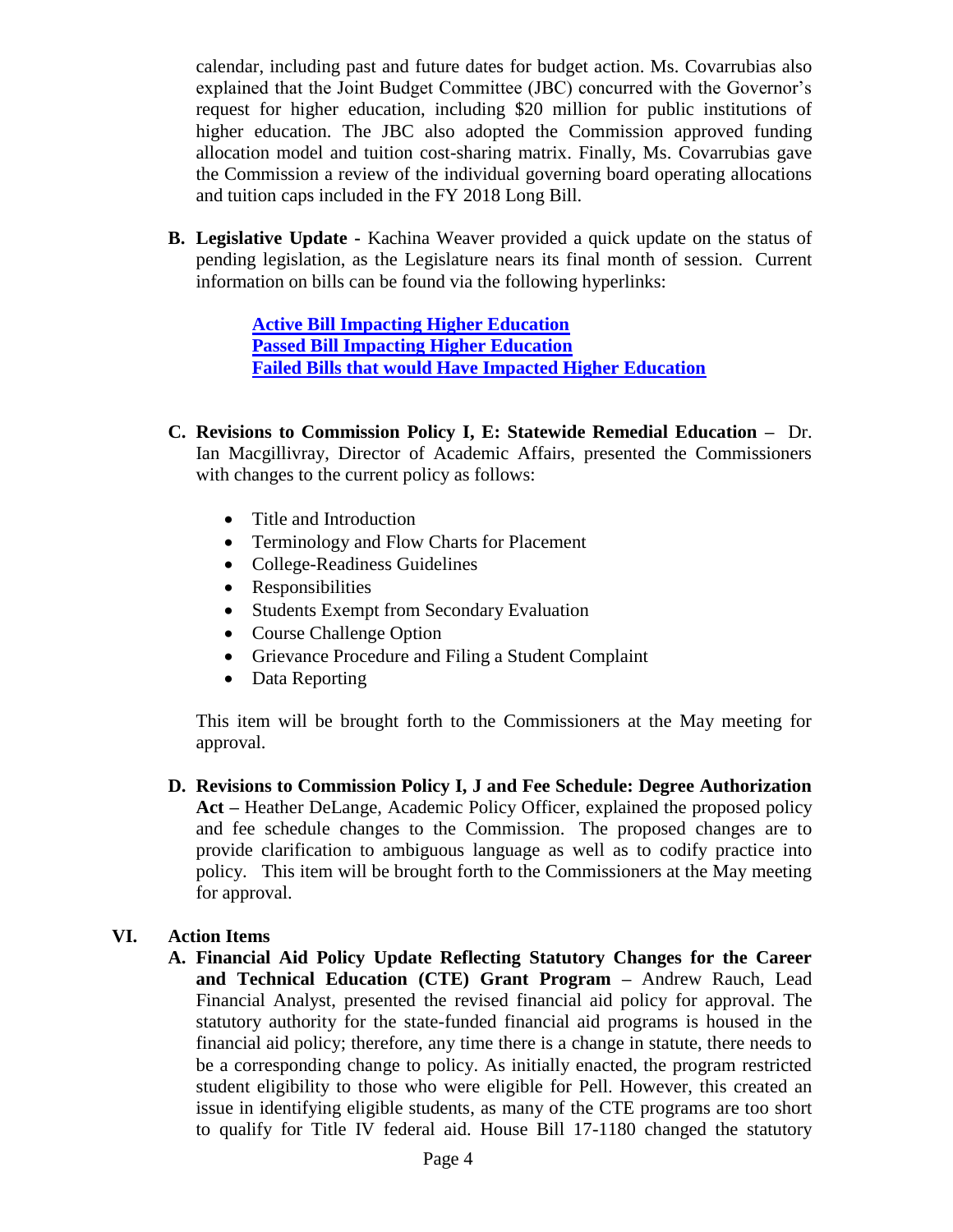calendar, including past and future dates for budget action. Ms. Covarrubias also explained that the Joint Budget Committee (JBC) concurred with the Governor's request for higher education, including $20 million for public institutions of higher education. The JBC also adopted the Commission approved funding allocation model and tuition cost-sharing matrix. Finally, Ms. Covarrubias gave the Commission a review of the individual governing board operating allocations and tuition caps included in the FY 2018 Long Bill.

**B. Legislative Update -** Kachina Weaver provided a quick update on the status of pending legislation, as the Legislature nears its final month of session. Current information on bills can be found via the following hyperlinks:

**Active Bill Impacting Higher Education**
**Passed Bill Impacting Higher Education**
**Failed Bills that would Have Impacted Higher Education**

**C. Revisions to Commission Policy I, E: Statewide Remedial Education –** Dr. Ian Macgillivray, Director of Academic Affairs, presented the Commissioners with changes to the current policy as follows:

- Title and Introduction
- Terminology and Flow Charts for Placement
- College-Readiness Guidelines
- Responsibilities
- Students Exempt from Secondary Evaluation
- Course Challenge Option
- Grievance Procedure and Filing a Student Complaint
- Data Reporting

This item will be brought forth to the Commissioners at the May meeting for approval.

**D. Revisions to Commission Policy I, J and Fee Schedule: Degree Authorization Act –** Heather DeLange, Academic Policy Officer, explained the proposed policy and fee schedule changes to the Commission. The proposed changes are to provide clarification to ambiguous language as well as to codify practice into policy. This item will be brought forth to the Commissioners at the May meeting for approval.

## VI. Action Items

**A. Financial Aid Policy Update Reflecting Statutory Changes for the Career and Technical Education (CTE) Grant Program –** Andrew Rauch, Lead Financial Analyst, presented the revised financial aid policy for approval. The statutory authority for the state-funded financial aid programs is housed in the financial aid policy; therefore, any time there is a change in statute, there needs to be a corresponding change to policy. As initially enacted, the program restricted student eligibility to those who were eligible for Pell. However, this created an issue in identifying eligible students, as many of the CTE programs are too short to qualify for Title IV federal aid. House Bill 17-1180 changed the statutory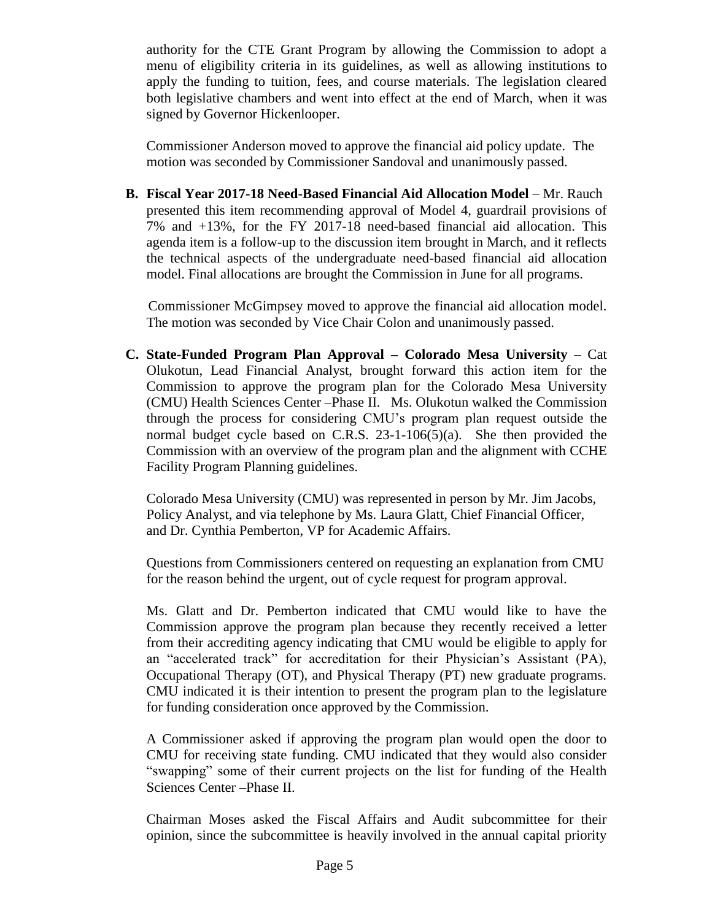authority for the CTE Grant Program by allowing the Commission to adopt a menu of eligibility criteria in its guidelines, as well as allowing institutions to apply the funding to tuition, fees, and course materials. The legislation cleared both legislative chambers and went into effect at the end of March, when it was signed by Governor Hickenlooper.

Commissioner Anderson moved to approve the financial aid policy update. The motion was seconded by Commissioner Sandoval and unanimously passed.

**B. Fiscal Year 2017-18 Need-Based Financial Aid Allocation Model** – Mr. Rauch presented this item recommending approval of Model 4, guardrail provisions of 7% and +13%, for the FY 2017-18 need-based financial aid allocation. This agenda item is a follow-up to the discussion item brought in March, and it reflects the technical aspects of the undergraduate need-based financial aid allocation model. Final allocations are brought the Commission in June for all programs.

Commissioner McGimpsey moved to approve the financial aid allocation model. The motion was seconded by Vice Chair Colon and unanimously passed.

**C. State-Funded Program Plan Approval – Colorado Mesa University** – Cat Olukotun, Lead Financial Analyst, brought forward this action item for the Commission to approve the program plan for the Colorado Mesa University (CMU) Health Sciences Center –Phase II. Ms. Olukotun walked the Commission through the process for considering CMU's program plan request outside the normal budget cycle based on C.R.S. 23-1-106(5)(a). She then provided the Commission with an overview of the program plan and the alignment with CCHE Facility Program Planning guidelines.

Colorado Mesa University (CMU) was represented in person by Mr. Jim Jacobs, Policy Analyst, and via telephone by Ms. Laura Glatt, Chief Financial Officer, and Dr. Cynthia Pemberton, VP for Academic Affairs.

Questions from Commissioners centered on requesting an explanation from CMU for the reason behind the urgent, out of cycle request for program approval.

Ms. Glatt and Dr. Pemberton indicated that CMU would like to have the Commission approve the program plan because they recently received a letter from their accrediting agency indicating that CMU would be eligible to apply for an "accelerated track" for accreditation for their Physician's Assistant (PA), Occupational Therapy (OT), and Physical Therapy (PT) new graduate programs. CMU indicated it is their intention to present the program plan to the legislature for funding consideration once approved by the Commission.

A Commissioner asked if approving the program plan would open the door to CMU for receiving state funding. CMU indicated that they would also consider "swapping" some of their current projects on the list for funding of the Health Sciences Center –Phase II.

Chairman Moses asked the Fiscal Affairs and Audit subcommittee for their opinion, since the subcommittee is heavily involved in the annual capital priority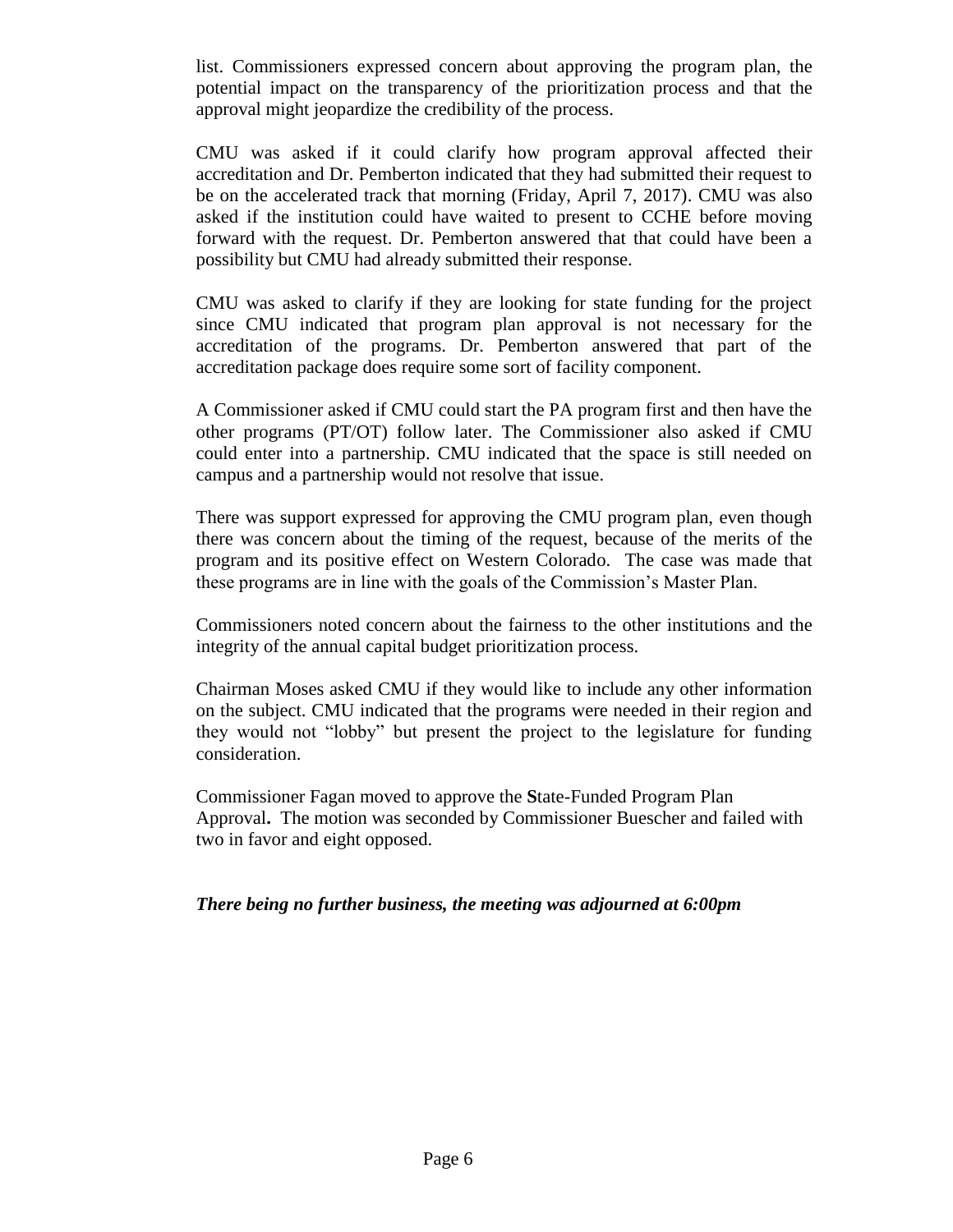list. Commissioners expressed concern about approving the program plan, the potential impact on the transparency of the prioritization process and that the approval might jeopardize the credibility of the process.

CMU was asked if it could clarify how program approval affected their accreditation and Dr. Pemberton indicated that they had submitted their request to be on the accelerated track that morning (Friday, April 7, 2017). CMU was also asked if the institution could have waited to present to CCHE before moving forward with the request. Dr. Pemberton answered that that could have been a possibility but CMU had already submitted their response.

CMU was asked to clarify if they are looking for state funding for the project since CMU indicated that program plan approval is not necessary for the accreditation of the programs. Dr. Pemberton answered that part of the accreditation package does require some sort of facility component.

A Commissioner asked if CMU could start the PA program first and then have the other programs (PT/OT) follow later. The Commissioner also asked if CMU could enter into a partnership. CMU indicated that the space is still needed on campus and a partnership would not resolve that issue.

There was support expressed for approving the CMU program plan, even though there was concern about the timing of the request, because of the merits of the program and its positive effect on Western Colorado. The case was made that these programs are in line with the goals of the Commission's Master Plan.

Commissioners noted concern about the fairness to the other institutions and the integrity of the annual capital budget prioritization process.

Chairman Moses asked CMU if they would like to include any other information on the subject. CMU indicated that the programs were needed in their region and they would not "lobby" but present the project to the legislature for funding consideration.

Commissioner Fagan moved to approve the **S**tate-Funded Program Plan Approval**.** The motion was seconded by Commissioner Buescher and failed with two in favor and eight opposed.

***There being no further business, the meeting was adjourned at 6:00pm***